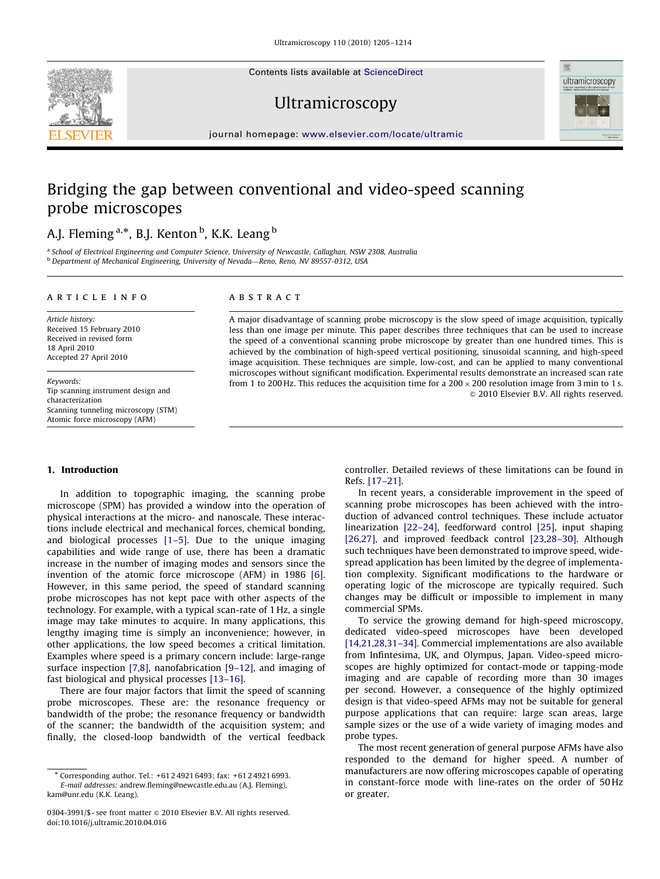# Bridging the gap between conventional and video-speed scanning probe microscopes

A.J. Fleming [a,*], B.J. Kenton [b], K.K. Leang [b]

[a] School of Electrical Engineering and Computer Science, University of Newcastle, Callaghan, NSW 2308, Australia
[b] Department of Mechanical Engineering, University of Nevada—Reno, Reno, NV 89557-0312, USA

**ARTICLE INFO**

*Article history:*
Received 15 February 2010
Received in revised form
18 April 2010
Accepted 27 April 2010

*Keywords:*
Tip scanning instrument design and characterization
Scanning tunneling microscopy (STM)
Atomic force microscopy (AFM)

**ABSTRACT**

A major disadvantage of scanning probe microscopy is the slow speed of image acquisition, typically less than one image per minute. This paper describes three techniques that can be used to increase the speed of a conventional scanning probe microscope by greater than one hundred times. This is achieved by the combination of high-speed vertical positioning, sinusoidal scanning, and high-speed image acquisition. These techniques are simple, low-cost, and can be applied to many conventional microscopes without significant modification. Experimental results demonstrate an increased scan rate from 1 to 200 Hz. This reduces the acquisition time for a $200 \times 200$ resolution image from 3 min to 1 s.

© 2010 Elsevier B.V. All rights reserved.

## 1. Introduction

In addition to topographic imaging, the scanning probe microscope (SPM) has provided a window into the operation of physical interactions at the micro- and nanoscale. These interactions include electrical and mechanical forces, chemical bonding, and biological processes [1–5]. Due to the unique imaging capabilities and wide range of use, there has been a dramatic increase in the number of imaging modes and sensors since the invention of the atomic force microscope (AFM) in 1986 [6]. However, in this same period, the speed of standard scanning probe microscopes has not kept pace with other aspects of the technology. For example, with a typical scan-rate of 1 Hz, a single image may take minutes to acquire. In many applications, this lengthy imaging time is simply an inconvenience; however, in other applications, the low speed becomes a critical limitation. Examples where speed is a primary concern include: large-range surface inspection [7,8], nanofabrication [9–12], and imaging of fast biological and physical processes [13–16].

There are four major factors that limit the speed of scanning probe microscopes. These are: the resonance frequency or bandwidth of the probe; the resonance frequency or bandwidth of the scanner; the bandwidth of the acquisition system; and finally, the closed-loop bandwidth of the vertical feedback controller. Detailed reviews of these limitations can be found in Refs. [17–21].

In recent years, a considerable improvement in the speed of scanning probe microscopes has been achieved with the introduction of advanced control techniques. These include actuator linearization [22–24], feedforward control [25], input shaping [26,27], and improved feedback control [23,28–30]. Although such techniques have been demonstrated to improve speed, widespread application has been limited by the degree of implementation complexity. Significant modifications to the hardware or operating logic of the microscope are typically required. Such changes may be difficult or impossible to implement in many commercial SPMs.

To service the growing demand for high-speed microscopy, dedicated video-speed microscopes have been developed [14,21,28,31–34]. Commercial implementations are also available from Infintesima, UK, and Olympus, Japan. Video-speed microscopes are highly optimized for contact-mode or tapping-mode imaging and are capable of recording more than 30 images per second. However, a consequence of the highly optimized design is that video-speed AFMs may not be suitable for general purpose applications that can require: large scan areas, large sample sizes or the use of a wide variety of imaging modes and probe types.

The most recent generation of general purpose AFMs have also responded to the demand for higher speed. A number of manufacturers are now offering microscopes capable of operating in constant-force mode with line-rates on the order of 50 Hz or greater.

* Corresponding author. Tel.: +61 2 4921 6493; fax: +61 2 4921 6993.
*E-mail addresses:* andrew.fleming@newcastle.edu.au (A.J. Fleming), kam@unr.edu (K.K. Leang).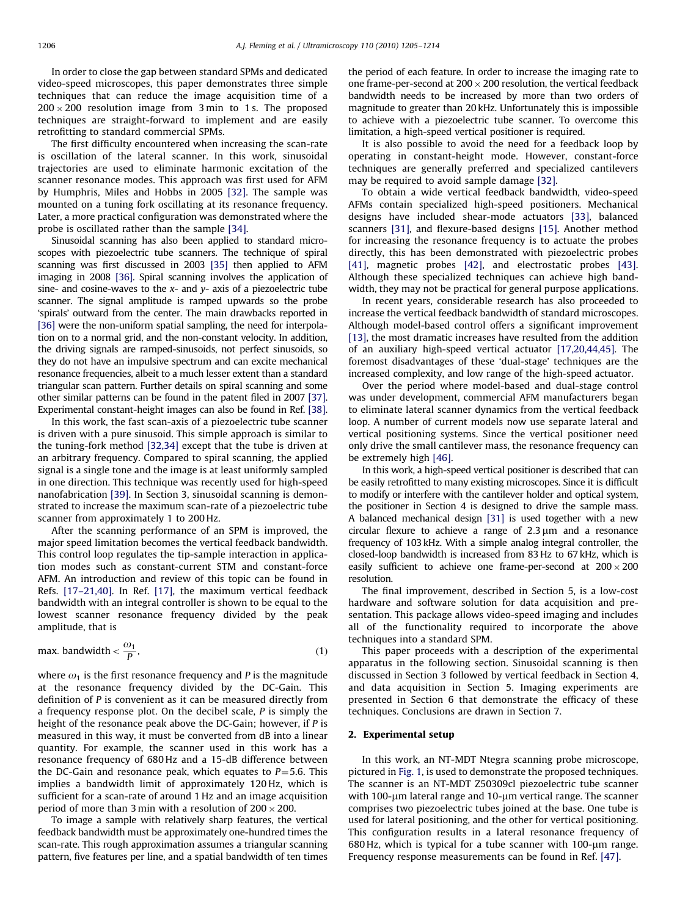In order to close the gap between standard SPMs and dedicated video-speed microscopes, this paper demonstrates three simple techniques that can reduce the image acquisition time of a $200 \times 200$ resolution image from 3 min to 1 s. The proposed techniques are straight-forward to implement and are easily retrofitting to standard commercial SPMs.

The first difficulty encountered when increasing the scan-rate is oscillation of the lateral scanner. In this work, sinusoidal trajectories are used to eliminate harmonic excitation of the scanner resonance modes. This approach was first used for AFM by Humphris, Miles and Hobbs in 2005 [32]. The sample was mounted on a tuning fork oscillating at its resonance frequency. Later, a more practical configuration was demonstrated where the probe is oscillated rather than the sample [34].

Sinusoidal scanning has also been applied to standard microscopes with piezoelectric tube scanners. The technique of spiral scanning was first discussed in 2003 [35] then applied to AFM imaging in 2008 [36]. Spiral scanning involves the application of sine- and cosine-waves to the $x$- and $y$- axis of a piezoelectric tube scanner. The signal amplitude is ramped upwards so the probe 'spirals' outward from the center. The main drawbacks reported in [36] were the non-uniform spatial sampling, the need for interpolation on to a normal grid, and the non-constant velocity. In addition, the driving signals are ramped-sinusoids, not perfect sinusoids, so they do not have an impulsive spectrum and can excite mechanical resonance frequencies, albeit to a much lesser extent than a standard triangular scan pattern. Further details on spiral scanning and some other similar patterns can be found in the patent filed in 2007 [37]. Experimental constant-height images can also be found in Ref. [38].

In this work, the fast scan-axis of a piezoelectric tube scanner is driven with a pure sinusoid. This simple approach is similar to the tuning-fork method [32,34] except that the tube is driven at an arbitrary frequency. Compared to spiral scanning, the applied signal is a single tone and the image is at least uniformly sampled in one direction. This technique was recently used for high-speed nanofabrication [39]. In Section 3, sinusoidal scanning is demonstrated to increase the maximum scan-rate of a piezoelectric tube scanner from approximately 1 to 200 Hz.

After the scanning performance of an SPM is improved, the major speed limitation becomes the vertical feedback bandwidth. This control loop regulates the tip-sample interaction in application modes such as constant-current STM and constant-force AFM. An introduction and review of this topic can be found in Refs. [17–21,40]. In Ref. [17], the maximum vertical feedback bandwidth with an integral controller is shown to be equal to the lowest scanner resonance frequency divided by the peak amplitude, that is

$$\text{max. bandwidth} < \frac{\omega_1}{P}, \tag{1}$$

where $\omega_1$ is the first resonance frequency and $P$ is the magnitude at the resonance frequency divided by the DC-Gain. This definition of $P$ is convenient as it can be measured directly from a frequency response plot. On the decibel scale, $P$ is simply the height of the resonance peak above the DC-Gain; however, if $P$ is measured in this way, it must be converted from dB into a linear quantity. For example, the scanner used in this work has a resonance frequency of 680 Hz and a 15-dB difference between the DC-Gain and resonance peak, which equates to $P=5.6$. This implies a bandwidth limit of approximately 120 Hz, which is sufficient for a scan-rate of around 1 Hz and an image acquisition period of more than 3 min with a resolution of $200 \times 200$.

To image a sample with relatively sharp features, the vertical feedback bandwidth must be approximately one-hundred times the scan-rate. This rough approximation assumes a triangular scanning pattern, five features per line, and a spatial bandwidth of ten times the period of each feature. In order to increase the imaging rate to one frame-per-second at $200 \times 200$ resolution, the vertical feedback bandwidth needs to be increased by more than two orders of magnitude to greater than 20 kHz. Unfortunately this is impossible to achieve with a piezoelectric tube scanner. To overcome this limitation, a high-speed vertical positioner is required.

It is also possible to avoid the need for a feedback loop by operating in constant-height mode. However, constant-force techniques are generally preferred and specialized cantilevers may be required to avoid sample damage [32].

To obtain a wide vertical feedback bandwidth, video-speed AFMs contain specialized high-speed positioners. Mechanical designs have included shear-mode actuators [33], balanced scanners [31], and flexure-based designs [15]. Another method for increasing the resonance frequency is to actuate the probes directly, this has been demonstrated with piezoelectric probes [41], magnetic probes [42], and electrostatic probes [43]. Although these specialized techniques can achieve high bandwidth, they may not be practical for general purpose applications.

In recent years, considerable research has also proceeded to increase the vertical feedback bandwidth of standard microscopes. Although model-based control offers a significant improvement [13], the most dramatic increases have resulted from the addition of an auxiliary high-speed vertical actuator [17,20,44,45]. The foremost disadvantages of these 'dual-stage' techniques are the increased complexity, and low range of the high-speed actuator.

Over the period where model-based and dual-stage control was under development, commercial AFM manufacturers began to eliminate lateral scanner dynamics from the vertical feedback loop. A number of current models now use separate lateral and vertical positioning systems. Since the vertical positioner need only drive the small cantilever mass, the resonance frequency can be extremely high [46].

In this work, a high-speed vertical positioner is described that can be easily retrofitted to many existing microscopes. Since it is difficult to modify or interfere with the cantilever holder and optical system, the positioner in Section 4 is designed to drive the sample mass. A balanced mechanical design [31] is used together with a new circular flexure to achieve a range of 2.3 μm and a resonance frequency of 103 kHz. With a simple analog integral controller, the closed-loop bandwidth is increased from 83 Hz to 67 kHz, which is easily sufficient to achieve one frame-per-second at $200 \times 200$ resolution.

The final improvement, described in Section 5, is a low-cost hardware and software solution for data acquisition and presentation. This package allows video-speed imaging and includes all of the functionality required to incorporate the above techniques into a standard SPM.

This paper proceeds with a description of the experimental apparatus in the following section. Sinusoidal scanning is then discussed in Section 3 followed by vertical feedback in Section 4, and data acquisition in Section 5. Imaging experiments are presented in Section 6 that demonstrate the efficacy of these techniques. Conclusions are drawn in Section 7.

## 2. Experimental setup

In this work, an NT-MDT Ntegra scanning probe microscope, pictured in Fig. 1, is used to demonstrate the proposed techniques. The scanner is an NT-MDT Z50309cl piezoelectric tube scanner with 100-μm lateral range and 10-μm vertical range. The scanner comprises two piezoelectric tubes joined at the base. One tube is used for lateral positioning, and the other for vertical positioning. This configuration results in a lateral resonance frequency of 680 Hz, which is typical for a tube scanner with 100-μm range. Frequency response measurements can be found in Ref. [47].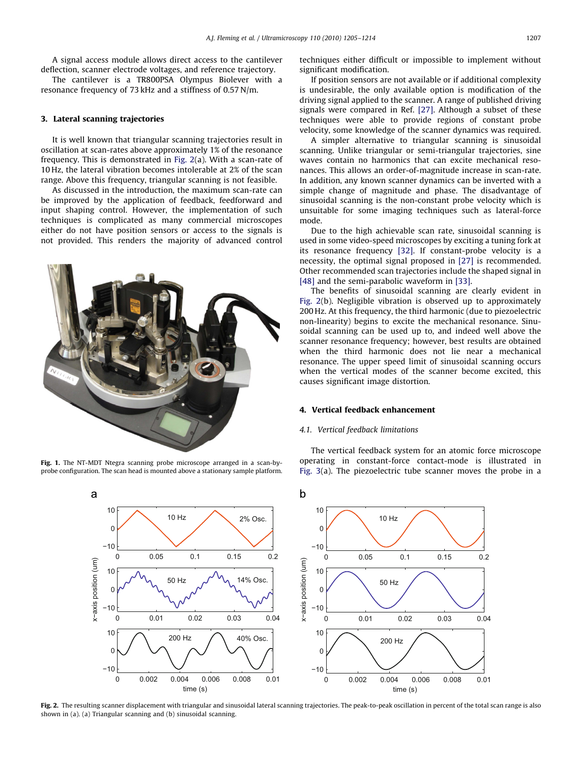A signal access module allows direct access to the cantilever deflection, scanner electrode voltages, and reference trajectory.

The cantilever is a TR800PSA Olympus Biolever with a resonance frequency of 73 kHz and a stiffness of 0.57 N/m.

## 3. Lateral scanning trajectories

It is well known that triangular scanning trajectories result in oscillation at scan-rates above approximately 1% of the resonance frequency. This is demonstrated in Fig. 2(a). With a scan-rate of 10 Hz, the lateral vibration becomes intolerable at 2% of the scan range. Above this frequency, triangular scanning is not feasible.

As discussed in the introduction, the maximum scan-rate can be improved by the application of feedback, feedforward and input shaping control. However, the implementation of such techniques is complicated as many commercial microscopes either do not have position sensors or access to the signals is not provided. This renders the majority of advanced control techniques either difficult or impossible to implement without significant modification.

If position sensors are not available or if additional complexity is undesirable, the only available option is modification of the driving signal applied to the scanner. A range of published driving signals were compared in Ref. [27]. Although a subset of these techniques were able to provide regions of constant probe velocity, some knowledge of the scanner dynamics was required.

A simpler alternative to triangular scanning is sinusoidal scanning. Unlike triangular or semi-triangular trajectories, sine waves contain no harmonics that can excite mechanical resonances. This allows an order-of-magnitude increase in scan-rate. In addition, any known scanner dynamics can be inverted with a simple change of magnitude and phase. The disadvantage of sinusoidal scanning is the non-constant probe velocity which is unsuitable for some imaging techniques such as lateral-force mode.

Due to the high achievable scan rate, sinusoidal scanning is used in some video-speed microscopes by exciting a tuning fork at its resonance frequency [32]. If constant-probe velocity is a necessity, the optimal signal proposed in [27] is recommended. Other recommended scan trajectories include the shaped signal in [48] and the semi-parabolic waveform in [33].

The benefits of sinusoidal scanning are clearly evident in Fig. 2(b). Negligible vibration is observed up to approximately 200 Hz. At this frequency, the third harmonic (due to piezoelectric non-linearity) begins to excite the mechanical resonance. Sinusoidal scanning can be used up to, and indeed well above the scanner resonance frequency; however, best results are obtained when the third harmonic does not lie near a mechanical resonance. The upper speed limit of sinusoidal scanning occurs when the vertical modes of the scanner become excited, this causes significant image distortion.

**Fig. 1.** The NT-MDT Ntegra scanning probe microscope arranged in a scan-by-probe configuration. The scan head is mounted above a stationary sample platform.

## 4. Vertical feedback enhancement

### 4.1. Vertical feedback limitations

The vertical feedback system for an atomic force microscope operating in constant-force contact-mode is illustrated in Fig. 3(a). The piezoelectric tube scanner moves the probe in a

**Fig. 2.** The resulting scanner displacement with triangular and sinusoidal lateral scanning trajectories. The peak-to-peak oscillation in percent of the total scan range is also shown in (a). (a) Triangular scanning and (b) sinusoidal scanning.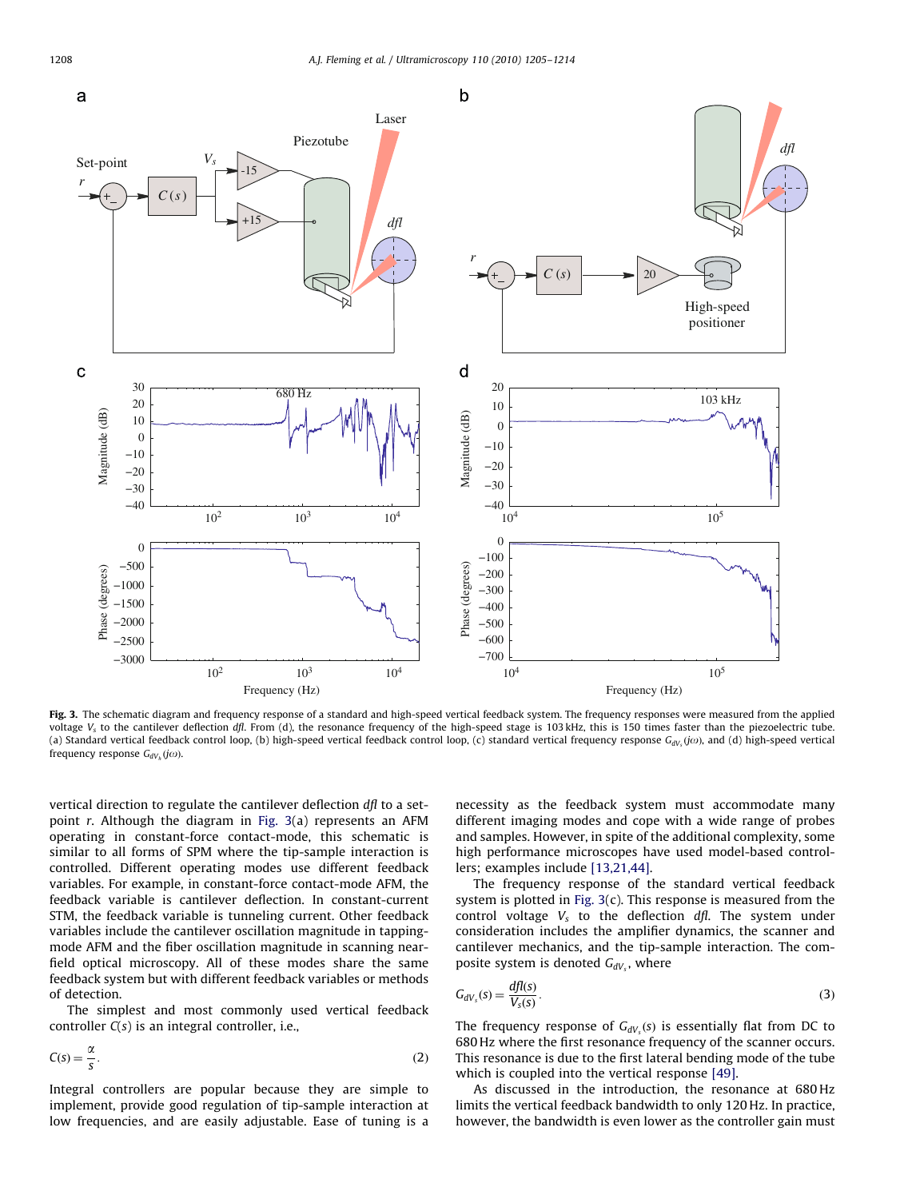**Fig. 3.** The schematic diagram and frequency response of a standard and high-speed vertical feedback system. The frequency responses were measured from the applied voltage $V_s$ to the cantilever deflection *dfl*. From (d), the resonance frequency of the high-speed stage is 103 kHz, this is 150 times faster than the piezoelectric tube. (a) Standard vertical feedback control loop, (b) high-speed vertical feedback control loop, (c) standard vertical frequency response $G_{dV_s}(j\omega)$, and (d) high-speed vertical frequency response $G_{dV_s}(j\omega)$.

vertical direction to regulate the cantilever deflection *dfl* to a set-point *r*. Although the diagram in Fig. 3(a) represents an AFM operating in constant-force contact-mode, this schematic is similar to all forms of SPM where the tip-sample interaction is controlled. Different operating modes use different feedback variables. For example, in constant-force contact-mode AFM, the feedback variable is cantilever deflection. In constant-current STM, the feedback variable is tunneling current. Other feedback variables include the cantilever oscillation magnitude in tapping-mode AFM and the fiber oscillation magnitude in scanning near-field optical microscopy. All of these modes share the same feedback system but with different feedback variables or methods of detection.

The simplest and most commonly used vertical feedback controller $C(s)$ is an integral controller, i.e.,

$$C(s) = \frac{\alpha}{s}. \tag{2}$$

Integral controllers are popular because they are simple to implement, provide good regulation of tip-sample interaction at low frequencies, and are easily adjustable. Ease of tuning is a necessity as the feedback system must accommodate many different imaging modes and cope with a wide range of probes and samples. However, in spite of the additional complexity, some high performance microscopes have used model-based controllers; examples include [13,21,44].

The frequency response of the standard vertical feedback system is plotted in Fig. 3(c). This response is measured from the control voltage $V_s$ to the deflection *dfl*. The system under consideration includes the amplifier dynamics, the scanner and cantilever mechanics, and the tip-sample interaction. The composite system is denoted $G_{dV_s}$, where

$$G_{dV_s}(s) = \frac{dfl(s)}{V_s(s)}. \tag{3}$$

The frequency response of $G_{dV_s}(s)$ is essentially flat from DC to 680 Hz where the first resonance frequency of the scanner occurs. This resonance is due to the first lateral bending mode of the tube which is coupled into the vertical response [49].

As discussed in the introduction, the resonance at 680 Hz limits the vertical feedback bandwidth to only 120 Hz. In practice, however, the bandwidth is even lower as the controller gain must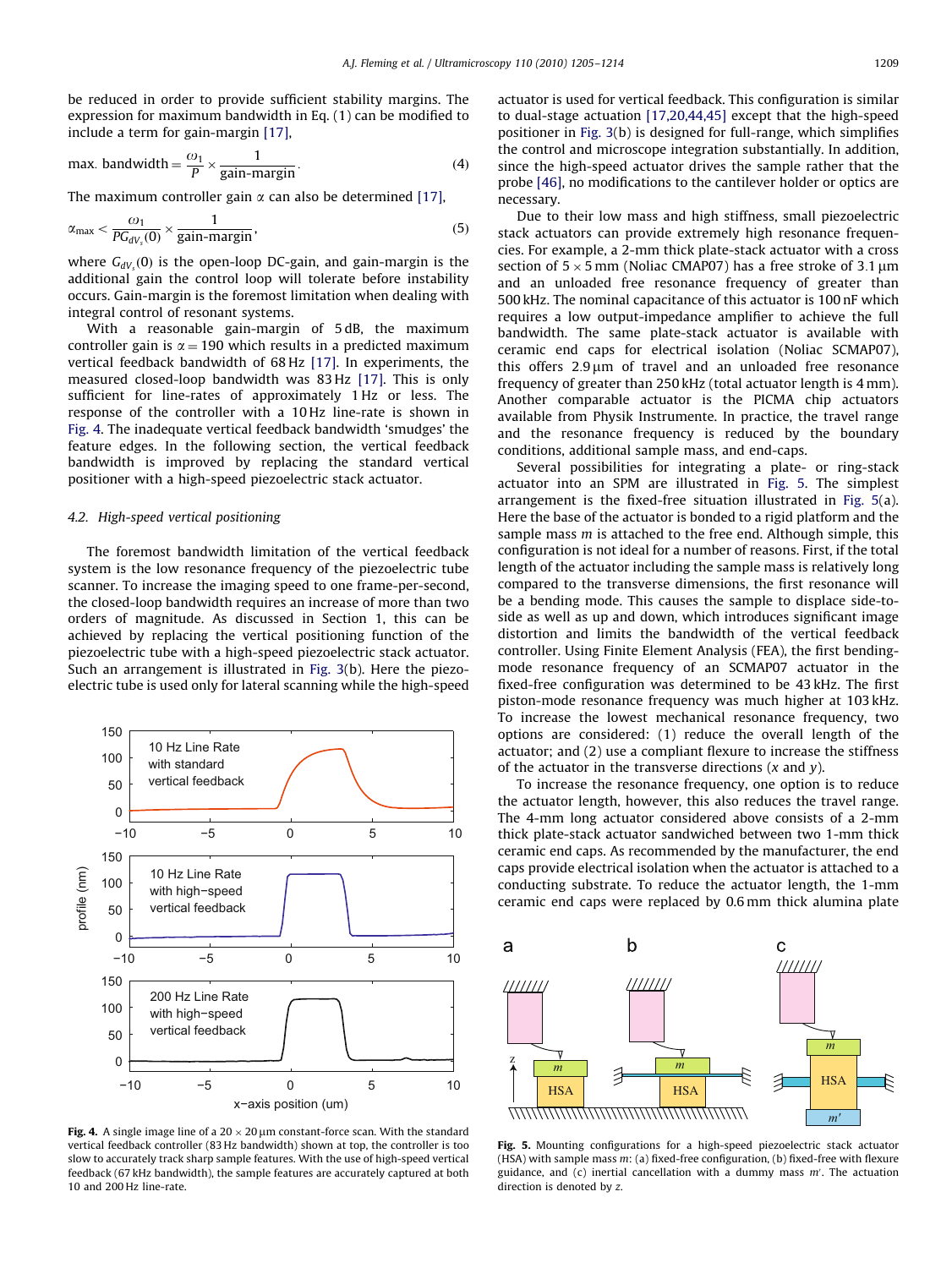be reduced in order to provide sufficient stability margins. The expression for maximum bandwidth in Eq. (1) can be modified to include a term for gain-margin [17],

$$\text{max. bandwidth} = \frac{\omega_1}{P} \times \frac{1}{\text{gain-margin}}. \tag{4}$$

The maximum controller gain $\alpha$ can also be determined [17],

$$\alpha_{\max} < \frac{\omega_1}{P G_{dV_s}(0)} \times \frac{1}{\text{gain-margin}}, \tag{5}$$

where $G_{dV_s}(0)$ is the open-loop DC-gain, and gain-margin is the additional gain the control loop will tolerate before instability occurs. Gain-margin is the foremost limitation when dealing with integral control of resonant systems.

With a reasonable gain-margin of 5 dB, the maximum controller gain is $\alpha = 190$ which results in a predicted maximum vertical feedback bandwidth of 68 Hz [17]. In experiments, the measured closed-loop bandwidth was 83 Hz [17]. This is only sufficient for line-rates of approximately 1 Hz or less. The response of the controller with a 10 Hz line-rate is shown in Fig. 4. The inadequate vertical feedback bandwidth 'smudges' the feature edges. In the following section, the vertical feedback bandwidth is improved by replacing the standard vertical positioner with a high-speed piezoelectric stack actuator.

### 4.2. High-speed vertical positioning

The foremost bandwidth limitation of the vertical feedback system is the low resonance frequency of the piezoelectric tube scanner. To increase the imaging speed to one frame-per-second, the closed-loop bandwidth requires an increase of more than two orders of magnitude. As discussed in Section 1, this can be achieved by replacing the vertical positioning function of the piezoelectric tube with a high-speed piezoelectric stack actuator. Such an arrangement is illustrated in Fig. 3(b). Here the piezoelectric tube is used only for lateral scanning while the high-speed actuator is used for vertical feedback. This configuration is similar to dual-stage actuation [17,20,44,45] except that the high-speed positioner in Fig. 3(b) is designed for full-range, which simplifies the control and microscope integration substantially. In addition, since the high-speed actuator drives the sample rather than the probe [46], no modifications to the cantilever holder or optics are necessary.

Due to their low mass and high stiffness, small piezoelectric stack actuators can provide extremely high resonance frequencies. For example, a 2-mm thick plate-stack actuator with a cross section of $5 \times 5$ mm (Noliac CMAP07) has a free stroke of 3.1 μm and an unloaded free resonance frequency of greater than 500 kHz. The nominal capacitance of this actuator is 100 nF which requires a low output-impedance amplifier to achieve the full bandwidth. The same plate-stack actuator is available with ceramic end caps for electrical isolation (Noliac SCMAP07), this offers 2.9 μm of travel and an unloaded free resonance frequency of greater than 250 kHz (total actuator length is 4 mm). Another comparable actuator is the PICMA chip actuators available from Physik Instrumente. In practice, the travel range and the resonance frequency is reduced by the boundary conditions, additional sample mass, and end-caps.

Several possibilities for integrating a plate- or ring-stack actuator into an SPM are illustrated in Fig. 5. The simplest arrangement is the fixed-free situation illustrated in Fig. 5(a). Here the base of the actuator is bonded to a rigid platform and the sample mass $m$ is attached to the free end. Although simple, this configuration is not ideal for a number of reasons. First, if the total length of the actuator including the sample mass is relatively long compared to the transverse dimensions, the first resonance will be a bending mode. This causes the sample to displace side-to-side as well as up and down, which introduces significant image distortion and limits the bandwidth of the vertical feedback controller. Using Finite Element Analysis (FEA), the first bending-mode resonance frequency of an SCMAP07 actuator in the fixed-free configuration was determined to be 43 kHz. The first piston-mode resonance frequency was much higher at 103 kHz. To increase the lowest mechanical resonance frequency, two options are considered: (1) reduce the overall length of the actuator; and (2) use a compliant flexure to increase the stiffness of the actuator in the transverse directions ($x$ and $y$).

To increase the resonance frequency, one option is to reduce the actuator length, however, this also reduces the travel range. The 4-mm long actuator considered above consists of a 2-mm thick plate-stack actuator sandwiched between two 1-mm thick ceramic end caps. As recommended by the manufacturer, the end caps provide electrical isolation when the actuator is attached to a conducting substrate. To reduce the actuator length, the 1-mm ceramic end caps were replaced by 0.6 mm thick alumina plate

**Fig. 4.** A single image line of a $20 \times 20$ μm constant-force scan. With the standard vertical feedback controller (83 Hz bandwidth) shown at top, the controller is too slow to accurately track sharp sample features. With the use of high-speed vertical feedback (67 kHz bandwidth), the sample features are accurately captured at both 10 and 200 Hz line-rate.

**Fig. 5.** Mounting configurations for a high-speed piezoelectric stack actuator (HSA) with sample mass $m$: (a) fixed-free configuration, (b) fixed-free with flexure guidance, and (c) inertial cancellation with a dummy mass $m'$. The actuation direction is denoted by $z$.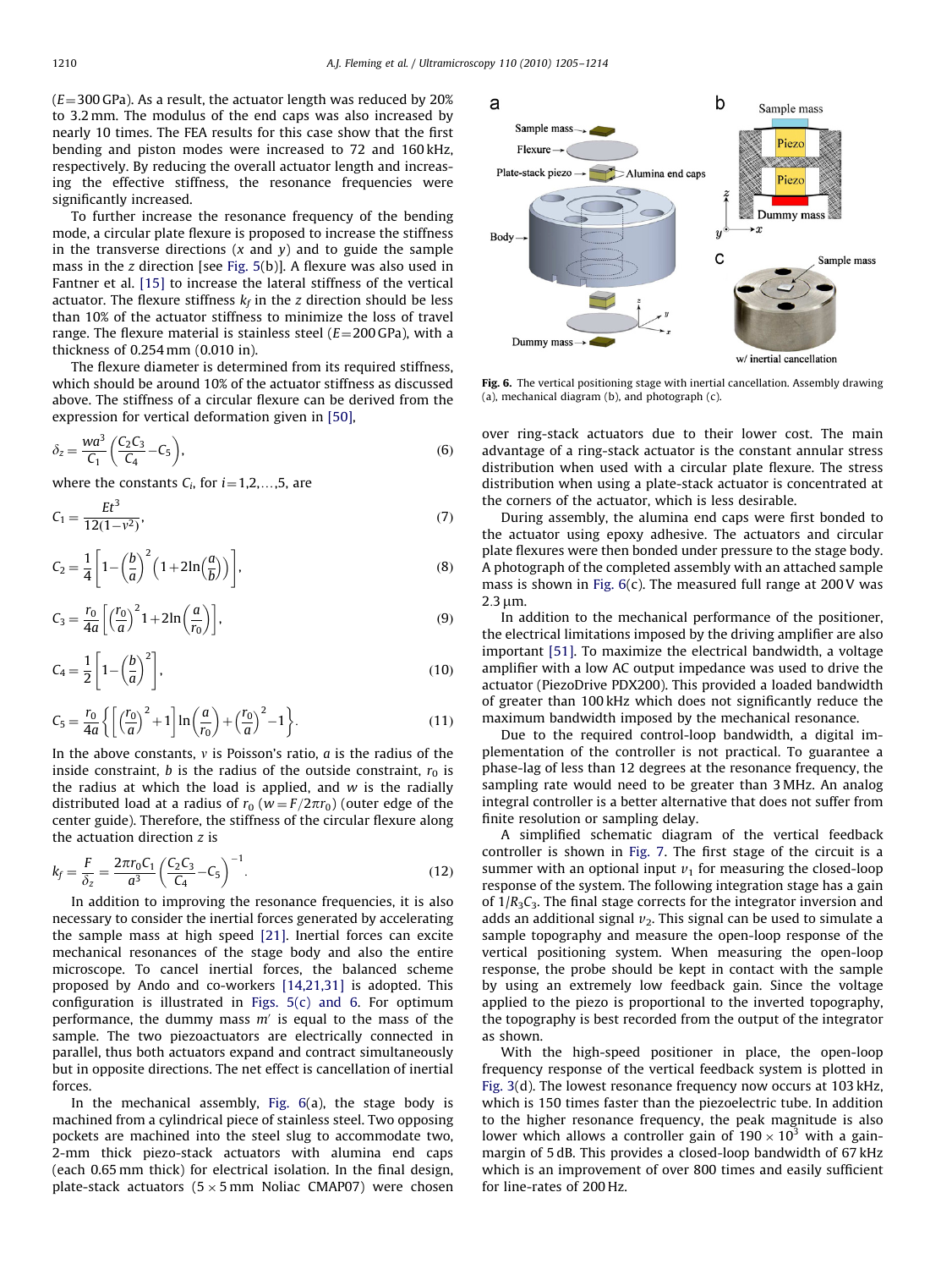($E$=300 GPa). As a result, the actuator length was reduced by 20% to 3.2 mm. The modulus of the end caps was also increased by nearly 10 times. The FEA results for this case show that the first bending and piston modes were increased to 72 and 160 kHz, respectively. By reducing the overall actuator length and increasing the effective stiffness, the resonance frequencies were significantly increased.

To further increase the resonance frequency of the bending mode, a circular plate flexure is proposed to increase the stiffness in the transverse directions ($x$ and $y$) and to guide the sample mass in the $z$ direction [see Fig. 5(b)]. A flexure was also used in Fantner et al. [15] to increase the lateral stiffness of the vertical actuator. The flexure stiffness $k_f$ in the $z$ direction should be less than 10% of the actuator stiffness to minimize the loss of travel range. The flexure material is stainless steel ($E$=200 GPa), with a thickness of 0.254 mm (0.010 in).

The flexure diameter is determined from its required stiffness, which should be around 10% of the actuator stiffness as discussed above. The stiffness of a circular flexure can be derived from the expression for vertical deformation given in [50],

$$\delta_z = \frac{wa^3}{C_1}\left(\frac{C_2C_3}{C_4} - C_5\right), \tag{6}$$

where the constants $C_i$, for $i=1,2,\ldots,5$, are

$$C_1 = \frac{Et^3}{12(1-\nu^2)}, \tag{7}$$

$$C_2 = \frac{1}{4}\left[1 - \left(\frac{b}{a}\right)^2\left(1 + 2\ln\left(\frac{a}{b}\right)\right)\right], \tag{8}$$

$$C_3 = \frac{r_0}{4a}\left[\left(\frac{r_0}{a}\right)^2 1 + 2\ln\left(\frac{a}{r_0}\right)\right], \tag{9}$$

$$C_4 = \frac{1}{2}\left[1 - \left(\frac{b}{a}\right)^2\right], \tag{10}$$

$$C_5 = \frac{r_0}{4a}\left\{\left[\left(\frac{r_0}{a}\right)^2 + 1\right]\ln\left(\frac{a}{r_0}\right) + \left(\frac{r_0}{a}\right)^2 - 1\right\}. \tag{11}$$

In the above constants, $v$ is Poisson's ratio, $a$ is the radius of the inside constraint, $b$ is the radius of the outside constraint, $r_0$ is the radius at which the load is applied, and $w$ is the radially distributed load at a radius of $r_0$ ($w = F/2\pi r_0$) (outer edge of the center guide). Therefore, the stiffness of the circular flexure along the actuation direction $z$ is

$$k_f = \frac{F}{\delta_z} = \frac{2\pi r_0 C_1}{a^3}\left(\frac{C_2C_3}{C_4} - C_5\right)^{-1}. \tag{12}$$

In addition to improving the resonance frequencies, it is also necessary to consider the inertial forces generated by accelerating the sample mass at high speed [21]. Inertial forces can excite mechanical resonances of the stage body and also the entire microscope. To cancel inertial forces, the balanced scheme proposed by Ando and co-workers [14,21,31] is adopted. This configuration is illustrated in Figs. 5(c) and 6. For optimum performance, the dummy mass $m'$ is equal to the mass of the sample. The two piezoactuators are electrically connected in parallel, thus both actuators expand and contract simultaneously but in opposite directions. The net effect is cancellation of inertial forces.

In the mechanical assembly, Fig. 6(a), the stage body is machined from a cylindrical piece of stainless steel. Two opposing pockets are machined into the steel slug to accommodate two, 2-mm thick piezo-stack actuators with alumina end caps (each 0.65 mm thick) for electrical isolation. In the final design, plate-stack actuators (5 × 5 mm Noliac CMAP07) were chosen over ring-stack actuators due to their lower cost. The main advantage of a ring-stack actuator is the constant annular stress distribution when used with a circular plate flexure. The stress distribution when using a plate-stack actuator is concentrated at the corners of the actuator, which is less desirable.

Fig. 6. The vertical positioning stage with inertial cancellation. Assembly drawing (a), mechanical diagram (b), and photograph (c).

During assembly, the alumina end caps were first bonded to the actuator using epoxy adhesive. The actuators and circular plate flexures were then bonded under pressure to the stage body. A photograph of the completed assembly with an attached sample mass is shown in Fig. 6(c). The measured full range at 200 V was 2.3 μm.

In addition to the mechanical performance of the positioner, the electrical limitations imposed by the driving amplifier are also important [51]. To maximize the electrical bandwidth, a voltage amplifier with a low AC output impedance was used to drive the actuator (PiezoDrive PDX200). This provided a loaded bandwidth of greater than 100 kHz which does not significantly reduce the maximum bandwidth imposed by the mechanical resonance.

Due to the required control-loop bandwidth, a digital implementation of the controller is not practical. To guarantee a phase-lag of less than 12 degrees at the resonance frequency, the sampling rate would need to be greater than 3 MHz. An analog integral controller is a better alternative that does not suffer from finite resolution or sampling delay.

A simplified schematic diagram of the vertical feedback controller is shown in Fig. 7. The first stage of the circuit is a summer with an optional input $v_1$ for measuring the closed-loop response of the system. The following integration stage has a gain of $1/R_3C_3$. The final stage corrects for the integrator inversion and adds an additional signal $v_2$. This signal can be used to simulate a sample topography and measure the open-loop response of the vertical positioning system. When measuring the open-loop response, the probe should be kept in contact with the sample by using an extremely low feedback gain. Since the voltage applied to the piezo is proportional to the inverted topography, the topography is best recorded from the output of the integrator as shown.

With the high-speed positioner in place, the open-loop frequency response of the vertical feedback system is plotted in Fig. 3(d). The lowest resonance frequency now occurs at 103 kHz, which is 150 times faster than the piezoelectric tube. In addition to the higher resonance frequency, the peak magnitude is also lower which allows a controller gain of $190 \times 10^3$ with a gain-margin of 5 dB. This provides a closed-loop bandwidth of 67 kHz which is an improvement of over 800 times and easily sufficient for line-rates of 200 Hz.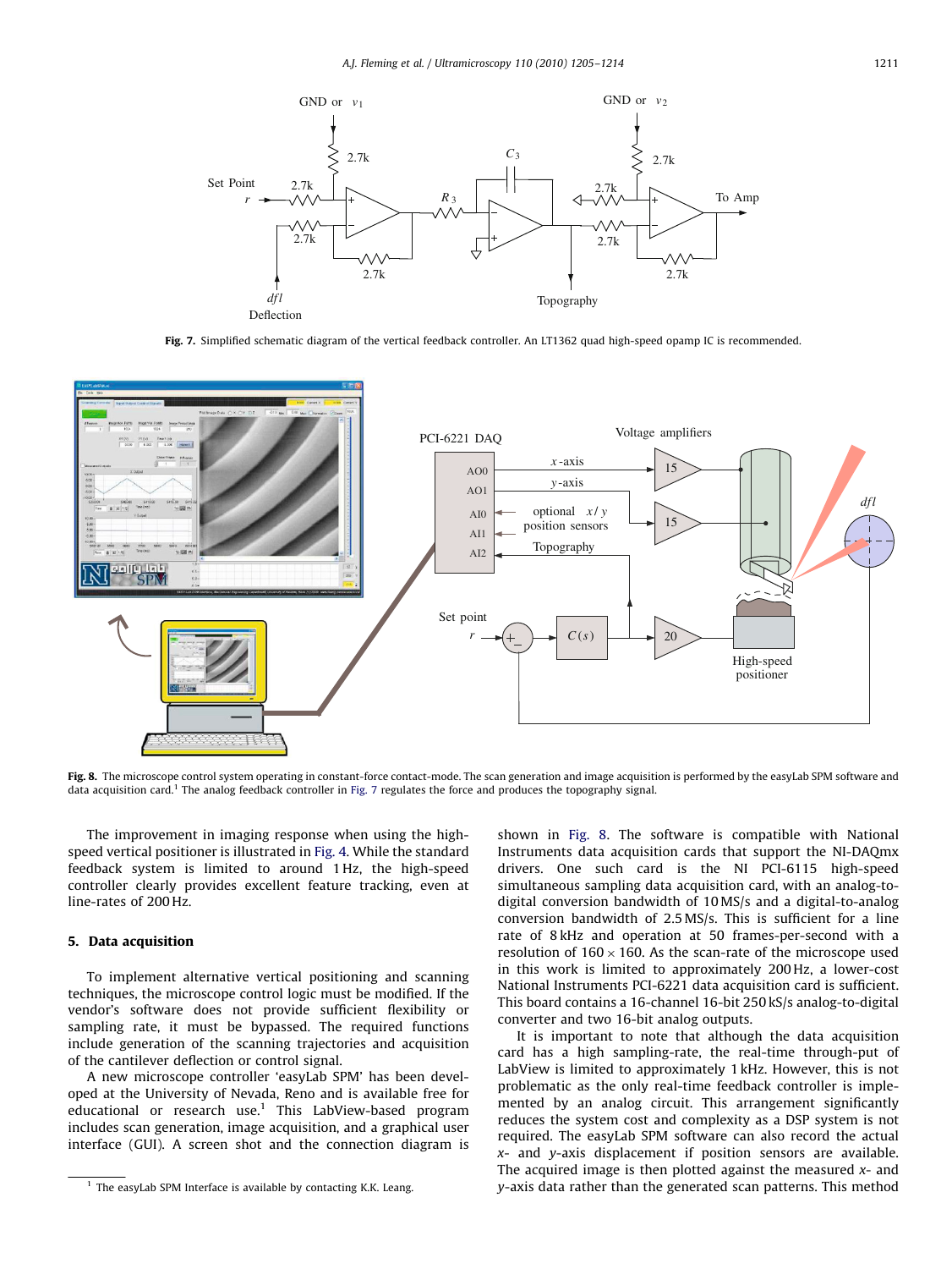Fig. 7. Simplified schematic diagram of the vertical feedback controller. An LT1362 quad high-speed opamp IC is recommended.

Fig. 8. The microscope control system operating in constant-force contact-mode. The scan generation and image acquisition is performed by the easyLab SPM software and data acquisition card.[1] The analog feedback controller in Fig. 7 regulates the force and produces the topography signal.

The improvement in imaging response when using the high-speed vertical positioner is illustrated in Fig. 4. While the standard feedback system is limited to around 1 Hz, the high-speed controller clearly provides excellent feature tracking, even at line-rates of 200 Hz.

## 5. Data acquisition

To implement alternative vertical positioning and scanning techniques, the microscope control logic must be modified. If the vendor's software does not provide sufficient flexibility or sampling rate, it must be bypassed. The required functions include generation of the scanning trajectories and acquisition of the cantilever deflection or control signal.

A new microscope controller 'easyLab SPM' has been developed at the University of Nevada, Reno and is available free for educational or research use.[1] This LabView-based program includes scan generation, image acquisition, and a graphical user interface (GUI). A screen shot and the connection diagram is shown in Fig. 8. The software is compatible with National Instruments data acquisition cards that support the NI-DAQmx drivers. One such card is the NI PCI-6115 high-speed simultaneous sampling data acquisition card, with an analog-to-digital conversion bandwidth of 10 MS/s and a digital-to-analog conversion bandwidth of 2.5 MS/s. This is sufficient for a line rate of 8 kHz and operation at 50 frames-per-second with a resolution of $160 \times 160$. As the scan-rate of the microscope used in this work is limited to approximately 200 Hz, a lower-cost National Instruments PCI-6221 data acquisition card is sufficient. This board contains a 16-channel 16-bit 250 kS/s analog-to-digital converter and two 16-bit analog outputs.

It is important to note that although the data acquisition card has a high sampling-rate, the real-time through-put of LabView is limited to approximately 1 kHz. However, this is not problematic as the only real-time feedback controller is implemented by an analog circuit. This arrangement significantly reduces the system cost and complexity as a DSP system is not required. The easyLab SPM software can also record the actual $x$- and $y$-axis displacement if position sensors are available. The acquired image is then plotted against the measured $x$- and $y$-axis data rather than the generated scan patterns. This method

[1] The easyLab SPM Interface is available by contacting K.K. Leang.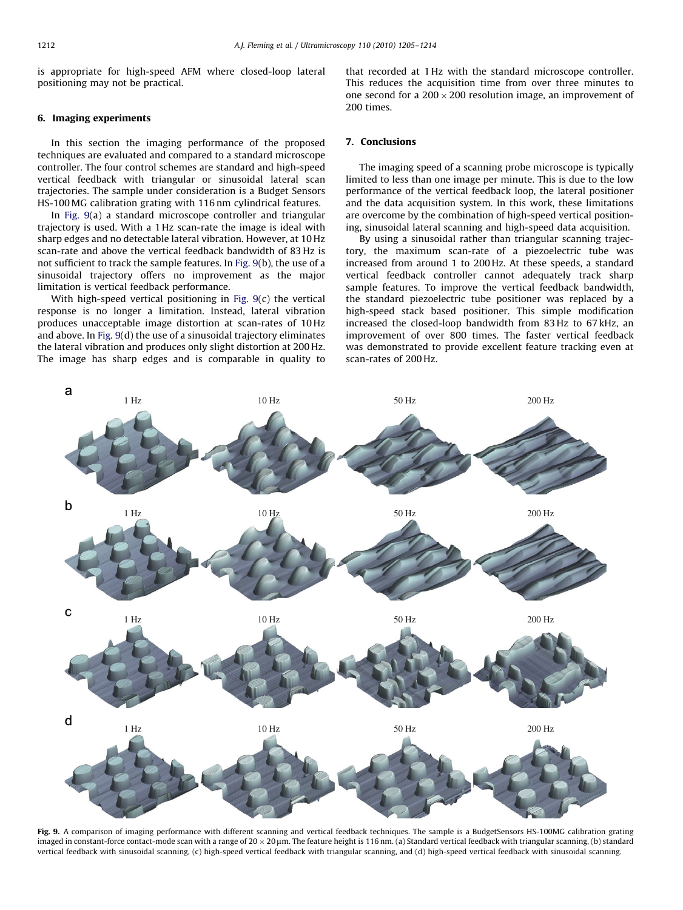is appropriate for high-speed AFM where closed-loop lateral positioning may not be practical.

## 6. Imaging experiments

In this section the imaging performance of the proposed techniques are evaluated and compared to a standard microscope controller. The four control schemes are standard and high-speed vertical feedback with triangular or sinusoidal lateral scan trajectories. The sample under consideration is a Budget Sensors HS-100 MG calibration grating with 116 nm cylindrical features.

In Fig. 9(a) a standard microscope controller and triangular trajectory is used. With a 1 Hz scan-rate the image is ideal with sharp edges and no detectable lateral vibration. However, at 10 Hz scan-rate and above the vertical feedback bandwidth of 83 Hz is not sufficient to track the sample features. In Fig. 9(b), the use of a sinusoidal trajectory offers no improvement as the major limitation is vertical feedback performance.

With high-speed vertical positioning in Fig. 9(c) the vertical response is no longer a limitation. Instead, lateral vibration produces unacceptable image distortion at scan-rates of 10 Hz and above. In Fig. 9(d) the use of a sinusoidal trajectory eliminates the lateral vibration and produces only slight distortion at 200 Hz. The image has sharp edges and is comparable in quality to that recorded at 1 Hz with the standard microscope controller. This reduces the acquisition time from over three minutes to one second for a $200 \times 200$ resolution image, an improvement of 200 times.

## 7. Conclusions

The imaging speed of a scanning probe microscope is typically limited to less than one image per minute. This is due to the low performance of the vertical feedback loop, the lateral positioner and the data acquisition system. In this work, these limitations are overcome by the combination of high-speed vertical positioning, sinusoidal lateral scanning and high-speed data acquisition.

By using a sinusoidal rather than triangular scanning trajectory, the maximum scan-rate of a piezoelectric tube was increased from around 1 to 200 Hz. At these speeds, a standard vertical feedback controller cannot adequately track sharp sample features. To improve the vertical feedback bandwidth, the standard piezoelectric tube positioner was replaced by a high-speed stack based positioner. This simple modification increased the closed-loop bandwidth from 83 Hz to 67 kHz, an improvement of over 800 times. The faster vertical feedback was demonstrated to provide excellent feature tracking even at scan-rates of 200 Hz.

**Fig. 9.** A comparison of imaging performance with different scanning and vertical feedback techniques. The sample is a BudgetSensors HS-100MG calibration grating imaged in constant-force contact-mode scan with a range of $20 \times 20\,\mu$m. The feature height is 116 nm. (a) Standard vertical feedback with triangular scanning, (b) standard vertical feedback with sinusoidal scanning, (c) high-speed vertical feedback with triangular scanning, and (d) high-speed vertical feedback with sinusoidal scanning.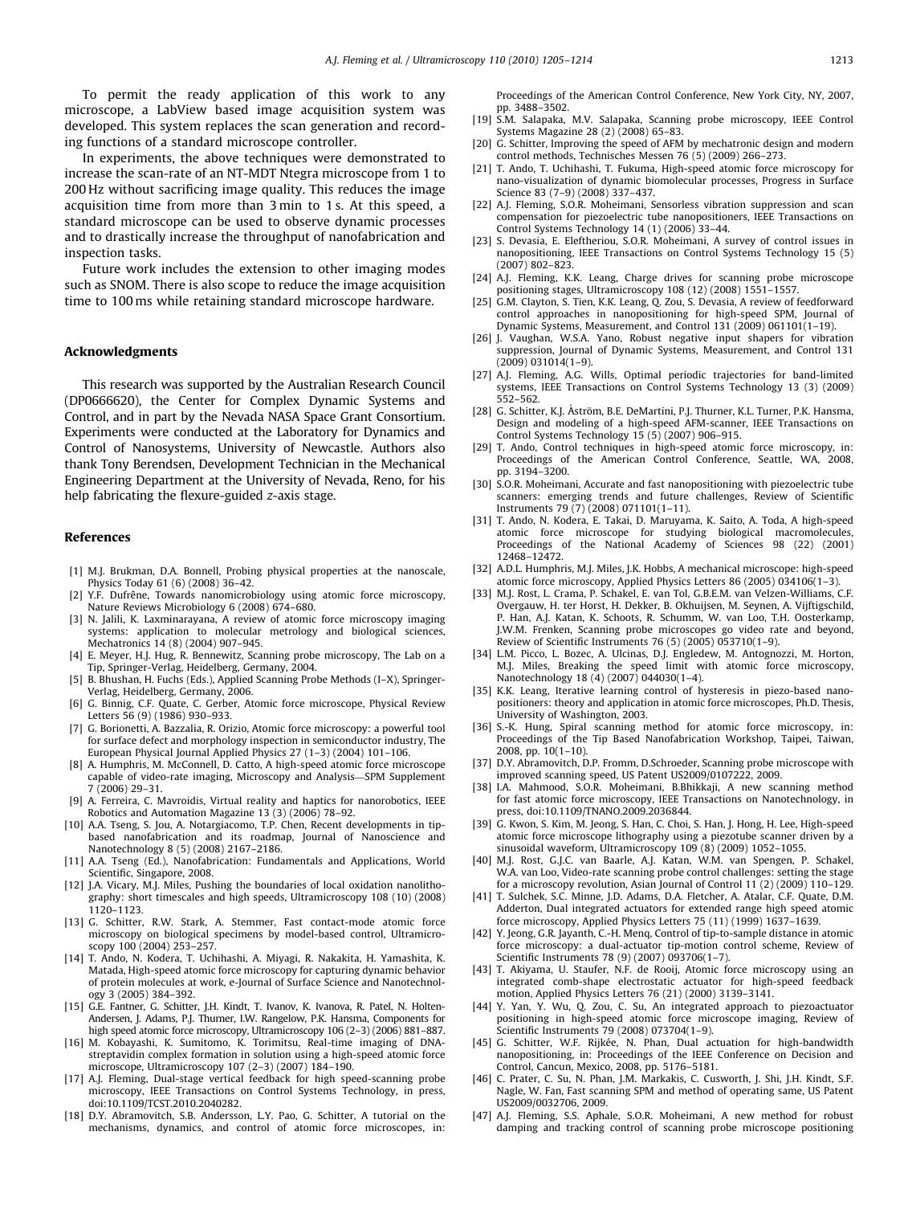To permit the ready application of this work to any microscope, a LabView based image acquisition system was developed. This system replaces the scan generation and recording functions of a standard microscope controller.

In experiments, the above techniques were demonstrated to increase the scan-rate of an NT-MDT Ntegra microscope from 1 to 200 Hz without sacrificing image quality. This reduces the image acquisition time from more than 3 min to 1 s. At this speed, a standard microscope can be used to observe dynamic processes and to drastically increase the throughput of nanofabrication and inspection tasks.

Future work includes the extension to other imaging modes such as SNOM. There is also scope to reduce the image acquisition time to 100 ms while retaining standard microscope hardware.

## Acknowledgments

This research was supported by the Australian Research Council (DP0666620), the Center for Complex Dynamic Systems and Control, and in part by the Nevada NASA Space Grant Consortium. Experiments were conducted at the Laboratory for Dynamics and Control of Nanosystems, University of Newcastle. Authors also thank Tony Berendsen, Development Technician in the Mechanical Engineering Department at the University of Nevada, Reno, for his help fabricating the flexure-guided *z*-axis stage.

## References

[1] M.J. Brukman, D.A. Bonnell, Probing physical properties at the nanoscale, Physics Today 61 (6) (2008) 36–42.

[2] Y.F. Dufrêne, Towards nanomicrobiology using atomic force microscopy, Nature Reviews Microbiology 6 (2008) 674–680.

[3] N. Jalili, K. Laxminarayana, A review of atomic force microscopy imaging systems: application to molecular metrology and biological sciences, Mechatronics 14 (8) (2004) 907–945.

[4] E. Meyer, H.J. Hug, R. Bennewitz, Scanning probe microscopy, The Lab on a Tip, Springer-Verlag, Heidelberg, Germany, 2004.

[5] B. Bhushan, H. Fuchs (Eds.), Applied Scanning Probe Methods (I–X), Springer-Verlag, Heidelberg, Germany, 2006.

[6] G. Binnig, C.F. Quate, C. Gerber, Atomic force microscope, Physical Review Letters 56 (9) (1986) 930–933.

[7] G. Borionetti, A. Bazzalia, R. Orizio, Atomic force microscopy: a powerful tool for surface defect and morphology inspection in semiconductor industry, The European Physical Journal Applied Physics 27 (1–3) (2004) 101–106.

[8] A. Humphris, M. McConnell, D. Catto, A high-speed atomic force microscope capable of video-rate imaging, Microscopy and Analysis—SPM Supplement 7 (2006) 29–31.

[9] A. Ferreira, C. Mavroidis, Virtual reality and haptics for nanorobotics, IEEE Robotics and Automation Magazine 13 (3) (2006) 78–92.

[10] A.A. Tseng, S. Jou, A. Notargiacomo, T.P. Chen, Recent developments in tip-based nanofabrication and its roadmap, Journal of Nanoscience and Nanotechnology 8 (5) (2008) 2167–2186.

[11] A.A. Tseng (Ed.), Nanofabrication: Fundamentals and Applications, World Scientific, Singapore, 2008.

[12] J.A. Vicary, M.J. Miles, Pushing the boundaries of local oxidation nanolithography: short timescales and high speeds, Ultramicroscopy 108 (10) (2008) 1120–1123.

[13] G. Schitter, R.W. Stark, A. Stemmer, Fast contact-mode atomic force microscopy on biological specimens by model-based control, Ultramicroscopy 100 (2004) 253–257.

[14] T. Ando, N. Kodera, T. Uchihashi, A. Miyagi, R. Nakakita, H. Yamashita, K. Matada, High-speed atomic force microscopy for capturing dynamic behavior of protein molecules at work, e-Journal of Surface Science and Nanotechnology 3 (2005) 384–392.

[15] G.E. Fantner, G. Schitter, J.H. Kindt, T. Ivanov, K. Ivanova, R. Patel, N. Holten-Andersen, J. Adams, P.J. Thurner, I.W. Rangelow, P.K. Hansma, Components for high speed atomic force microscopy, Ultramicroscopy 106 (2–3) (2006) 881–887.

[16] M. Kobayashi, K. Sumitomo, K. Torimitsu, Real-time imaging of DNA-streptavidin complex formation in solution using a high-speed atomic force microscope, Ultramicroscopy 107 (2–3) (2007) 184–190.

[17] A.J. Fleming, Dual-stage vertical feedback for high speed-scanning probe microscopy, IEEE Transactions on Control Systems Technology, in press, doi:10.1109/TCST.2010.2040282.

[18] D.Y. Abramovitch, S.B. Andersson, L.Y. Pao, G. Schitter, A tutorial on the mechanisms, dynamics, and control of atomic force microscopes, in: Proceedings of the American Control Conference, New York City, NY, 2007, pp. 3488–3502.

[19] S.M. Salapaka, M.V. Salapaka, Scanning probe microscopy, IEEE Control Systems Magazine 28 (2) (2008) 65–83.

[20] G. Schitter, Improving the speed of AFM by mechatronic design and modern control methods, Technisches Messen 76 (5) (2009) 266–273.

[21] T. Ando, T. Uchihashi, T. Fukuma, High-speed atomic force microscopy for nano-visualization of dynamic biomolecular processes, Progress in Surface Science 83 (7–9) (2008) 337–437.

[22] A.J. Fleming, S.O.R. Moheimani, Sensorless vibration suppression and scan compensation for piezoelectric tube nanopositioners, IEEE Transactions on Control Systems Technology 14 (1) (2006) 33–44.

[23] S. Devasia, E. Eleftheriou, S.O.R. Moheimani, A survey of control issues in nanopositioning, IEEE Transactions on Control Systems Technology 15 (5) (2007) 802–823.

[24] A.J. Fleming, K.K. Leang, Charge drives for scanning probe microscope positioning stages, Ultramicroscopy 108 (12) (2008) 1551–1557.

[25] G.M. Clayton, S. Tien, K.K. Leang, Q. Zou, S. Devasia, A review of feedforward control approaches in nanopositioning for high-speed SPM, Journal of Dynamic Systems, Measurement, and Control 131 (2009) 061101(1–19).

[26] J. Vaughan, W.S.A. Yano, Robust negative input shapers for vibration suppression, Journal of Dynamic Systems, Measurement, and Control 131 (2009) 031014(1–9).

[27] A.J. Fleming, A.G. Wills, Optimal periodic trajectories for band-limited systems, IEEE Transactions on Control Systems Technology 13 (3) (2009) 552–562.

[28] G. Schitter, K.J. Åström, B.E. DeMartini, P.J. Thurner, K.L. Turner, P.K. Hansma, Design and modeling of a high-speed AFM-scanner, IEEE Transactions on Control Systems Technology 15 (5) (2007) 906–915.

[29] T. Ando, Control techniques in high-speed atomic force microscopy, in: Proceedings of the American Control Conference, Seattle, WA, 2008, pp. 3194–3200.

[30] S.O.R. Moheimani, Accurate and fast nanopositioning with piezoelectric tube scanners: emerging trends and future challenges, Review of Scientific Instruments 79 (7) (2008) 071101(1–11).

[31] T. Ando, N. Kodera, E. Takai, D. Maruyama, K. Saito, A. Toda, A high-speed atomic force microscope for studying biological macromolecules, Proceedings of the National Academy of Sciences 98 (22) (2001) 12468–12472.

[32] A.D.L. Humphris, M.J. Miles, J.K. Hobbs, A mechanical microscope: high-speed atomic force microscopy, Applied Physics Letters 86 (2005) 034106(1–3).

[33] M.J. Rost, L. Crama, P. Schakel, E. van Tol, G.B.E.M. van Velzen-Williams, C.F. Overgauw, H. ter Horst, H. Dekker, B. Okhuijsen, M. Seynen, A. Vijftigschild, P. Han, A.J. Katan, K. Schoots, R. Schumm, W. van Loo, T.H. Oosterkamp, J.W.M. Frenken, Scanning probe microscopes go video rate and beyond, Review of Scientific Instruments 76 (5) (2005) 053710(1–9).

[34] L.M. Picco, L. Bozec, A. Ulcinas, D.J. Engledew, M. Antognozzi, M. Horton, M.J. Miles, Breaking the speed limit with atomic force microscopy, Nanotechnology 18 (4) (2007) 044030(1–4).

[35] K.K. Leang, Iterative learning control of hysteresis in piezo-based nano-positioners: theory and application in atomic force microscopes, Ph.D. Thesis, University of Washington, 2003.

[36] S.-K. Hung, Spiral scanning method for atomic force microscopy, in: Proceedings of the Tip Based Nanofabrication Workshop, Taipei, Taiwan, 2008, pp. 10(1–10).

[37] D.Y. Abramovitch, D.P. Fromm, D.Schroeder, Scanning probe microscope with improved scanning speed, US Patent US2009/0107222, 2009.

[38] I.A. Mahmood, S.O.R. Moheimani, B.Bhikkaji, A new scanning method for fast atomic force microscopy, IEEE Transactions on Nanotechnology, in press, doi:10.1109/TNANO.2009.2036844.

[39] G. Kwon, S. Kim, M. Jeong, S. Han, C. Choi, S. Han, J. Hong, H. Lee, High-speed atomic force microscope lithography using a piezotube scanner driven by a sinusoidal waveform, Ultramicroscopy 109 (8) (2009) 1052–1055.

[40] M.J. Rost, G.J.C. van Baarle, A.J. Katan, W.M. van Spengen, P. Schakel, W.A. van Loo, Video-rate scanning probe control challenges: setting the stage for a microscopy revolution, Asian Journal of Control 11 (2) (2009) 110–129.

[41] T. Sulchek, S.C. Minne, J.D. Adams, D.A. Fletcher, A. Atalar, C.F. Quate, D.M. Adderton, Dual integrated actuators for extended range high speed atomic force microscopy, Applied Physics Letters 75 (11) (1999) 1637–1639.

[42] Y. Jeong, G.R. Jayanth, C.-H. Menq, Control of tip-to-sample distance in atomic force microscopy: a dual-actuator tip-motion control scheme, Review of Scientific Instruments 78 (9) (2007) 093706(1–7).

[43] T. Akiyama, U. Staufer, N.F. de Rooij, Atomic force microscopy using an integrated comb-shape electrostatic actuator for high-speed feedback motion, Applied Physics Letters 76 (21) (2000) 3139–3141.

[44] Y. Yan, Y. Wu, Q. Zou, C. Su, An integrated approach to piezoactuator positioning in high-speed atomic force microscope imaging, Review of Scientific Instruments 79 (2008) 073704(1–9).

[45] G. Schitter, W.F. Rijkée, N. Phan, Dual actuation for high-bandwidth nanopositioning, in: Proceedings of the IEEE Conference on Decision and Control, Cancun, Mexico, 2008, pp. 5176–5181.

[46] C. Prater, C. Su, N. Phan, J.M. Markakis, C. Cusworth, J. Shi, J.H. Kindt, S.F. Nagle, W. Fan, Fast scanning SPM and method of operating same, US Patent US2009/0032706, 2009.

[47] A.J. Fleming, S.S. Aphale, S.O.R. Moheimani, A new method for robust damping and tracking control of scanning probe microscope positioning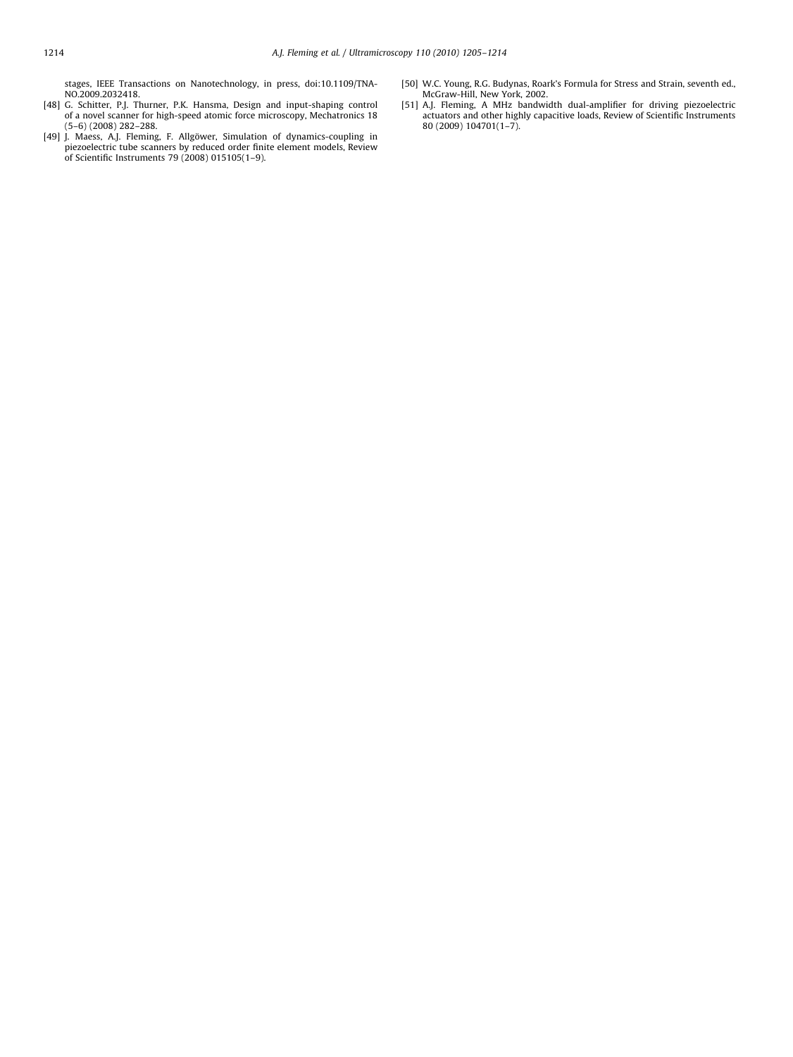stages, IEEE Transactions on Nanotechnology, in press, doi:10.1109/TNANO.2009.2032418.

[48] G. Schitter, P.J. Thurner, P.K. Hansma, Design and input-shaping control of a novel scanner for high-speed atomic force microscopy, Mechatronics 18 (5–6) (2008) 282–288.

[49] J. Maess, A.J. Fleming, F. Allgöwer, Simulation of dynamics-coupling in piezoelectric tube scanners by reduced order finite element models, Review of Scientific Instruments 79 (2008) 015105(1–9).

[50] W.C. Young, R.G. Budynas, Roark's Formula for Stress and Strain, seventh ed., McGraw-Hill, New York, 2002.

[51] A.J. Fleming, A MHz bandwidth dual-amplifier for driving piezoelectric actuators and other highly capacitive loads, Review of Scientific Instruments 80 (2009) 104701(1–7).